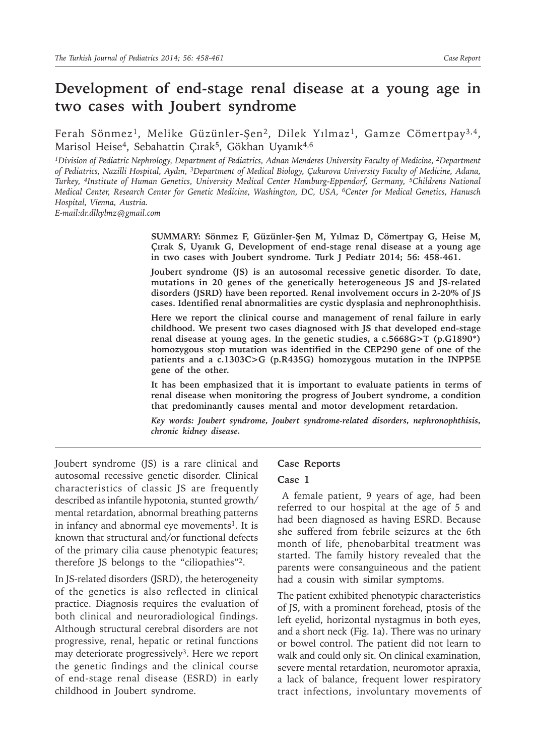# Development of end-stage renal disease at a young age in two cases with Joubert syndrome

Ferah Sönmez[1], Melike Güzünler-Şen[2], Dilek Yılmaz[1], Gamze Cömertpay[3,4], Marisol Heise[4], Sebahattin Çırak[5], Gökhan Uyanık[4,6]

[1]Division of Pediatric Nephrology, Department of Pediatrics, Adnan Menderes University Faculty of Medicine, [2]Department of Pediatrics, Nazilli Hospital, Aydın, [3]Department of Medical Biology, Çukurova University Faculty of Medicine, Adana, Turkey, [4]Institute of Human Genetics, University Medical Center Hamburg-Eppendorf, Germany, [5]Childrens National Medical Center, Research Center for Genetic Medicine, Washington, DC, USA, [6]Center for Medical Genetics, Hanusch Hospital, Vienna, Austria.

E-mail:dr.dlkylmz@gmail.com

**SUMMARY: Sönmez F, Güzünler-Şen M, Yılmaz D, Cömertpay G, Heise M, Çırak S, Uyanık G, Development of end-stage renal disease at a young age in two cases with Joubert syndrome. Turk J Pediatr 2014; 56: 458-461.**

**Joubert syndrome (JS) is an autosomal recessive genetic disorder. To date, mutations in 20 genes of the genetically heterogeneous JS and JS-related disorders (JSRD) have been reported. Renal involvement occurs in 2-20% of JS cases. Identified renal abnormalities are cystic dysplasia and nephronophthisis.**

**Here we report the clinical course and management of renal failure in early childhood. We present two cases diagnosed with JS that developed end-stage renal disease at young ages. In the genetic studies, a c.5668G>T (p.G1890*) homozygous stop mutation was identified in the CEP290 gene of one of the patients and a c.1303C>G (p.R435G) homozygous mutation in the INPP5E gene of the other.**

**It has been emphasized that it is important to evaluate patients in terms of renal disease when monitoring the progress of Joubert syndrome, a condition that predominantly causes mental and motor development retardation.**

***Key words: Joubert syndrome, Joubert syndrome-related disorders, nephronophthisis, chronic kidney disease.***

Joubert syndrome (JS) is a rare clinical and autosomal recessive genetic disorder. Clinical characteristics of classic JS are frequently described as infantile hypotonia, stunted growth/mental retardation, abnormal breathing patterns in infancy and abnormal eye movements[1]. It is known that structural and/or functional defects of the primary cilia cause phenotypic features; therefore JS belongs to the "ciliopathies"[2].

In JS-related disorders (JSRD), the heterogeneity of the genetics is also reflected in clinical practice. Diagnosis requires the evaluation of both clinical and neuroradiological findings. Although structural cerebral disorders are not progressive, renal, hepatic or retinal functions may deteriorate progressively[3]. Here we report the genetic findings and the clinical course of end-stage renal disease (ESRD) in early childhood in Joubert syndrome.

## Case Reports

### Case 1

A female patient, 9 years of age, had been referred to our hospital at the age of 5 and had been diagnosed as having ESRD. Because she suffered from febrile seizures at the 6th month of life, phenobarbital treatment was started. The family history revealed that the parents were consanguineous and the patient had a cousin with similar symptoms.

The patient exhibited phenotypic characteristics of JS, with a prominent forehead, ptosis of the left eyelid, horizontal nystagmus in both eyes, and a short neck (Fig. 1a). There was no urinary or bowel control. The patient did not learn to walk and could only sit. On clinical examination, severe mental retardation, neuromotor apraxia, a lack of balance, frequent lower respiratory tract infections, involuntary movements of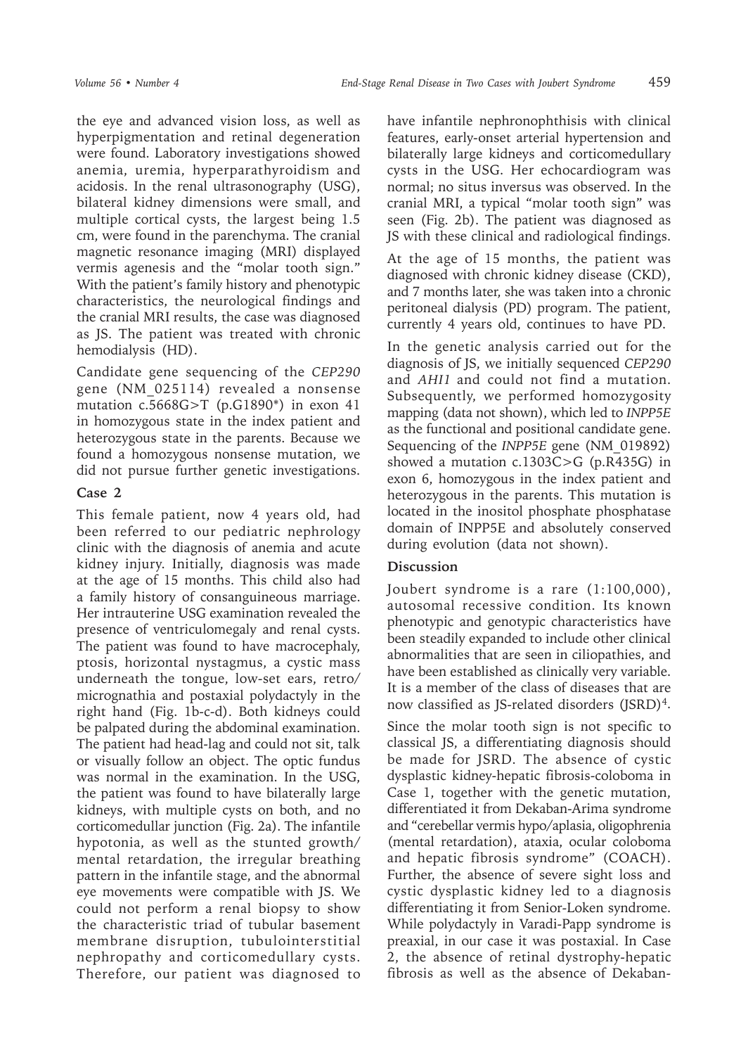the eye and advanced vision loss, as well as hyperpigmentation and retinal degeneration were found. Laboratory investigations showed anemia, uremia, hyperparathyroidism and acidosis. In the renal ultrasonography (USG), bilateral kidney dimensions were small, and multiple cortical cysts, the largest being 1.5 cm, were found in the parenchyma. The cranial magnetic resonance imaging (MRI) displayed vermis agenesis and the "molar tooth sign." With the patient's family history and phenotypic characteristics, the neurological findings and the cranial MRI results, the case was diagnosed as JS. The patient was treated with chronic hemodialysis (HD).

Candidate gene sequencing of the *CEP290* gene (NM_025114) revealed a nonsense mutation c.5668G>T (p.G1890*) in exon 41 in homozygous state in the index patient and heterozygous state in the parents. Because we found a homozygous nonsense mutation, we did not pursue further genetic investigations.

### Case 2

This female patient, now 4 years old, had been referred to our pediatric nephrology clinic with the diagnosis of anemia and acute kidney injury. Initially, diagnosis was made at the age of 15 months. This child also had a family history of consanguineous marriage. Her intrauterine USG examination revealed the presence of ventriculomegaly and renal cysts. The patient was found to have macrocephaly, ptosis, horizontal nystagmus, a cystic mass underneath the tongue, low-set ears, retro/micrognathia and postaxial polydactyly in the right hand (Fig. 1b-c-d). Both kidneys could be palpated during the abdominal examination. The patient had head-lag and could not sit, talk or visually follow an object. The optic fundus was normal in the examination. In the USG, the patient was found to have bilaterally large kidneys, with multiple cysts on both, and no corticomedullar junction (Fig. 2a). The infantile hypotonia, as well as the stunted growth/mental retardation, the irregular breathing pattern in the infantile stage, and the abnormal eye movements were compatible with JS. We could not perform a renal biopsy to show the characteristic triad of tubular basement membrane disruption, tubulointerstitial nephropathy and corticomedullary cysts. Therefore, our patient was diagnosed to have infantile nephronophthisis with clinical features, early-onset arterial hypertension and bilaterally large kidneys and corticomedullary cysts in the USG. Her echocardiogram was normal; no situs inversus was observed. In the cranial MRI, a typical "molar tooth sign" was seen (Fig. 2b). The patient was diagnosed as JS with these clinical and radiological findings.

At the age of 15 months, the patient was diagnosed with chronic kidney disease (CKD), and 7 months later, she was taken into a chronic peritoneal dialysis (PD) program. The patient, currently 4 years old, continues to have PD.

In the genetic analysis carried out for the diagnosis of JS, we initially sequenced *CEP290* and *AHI1* and could not find a mutation. Subsequently, we performed homozygosity mapping (data not shown), which led to *INPP5E* as the functional and positional candidate gene. Sequencing of the *INPP5E* gene (NM_019892) showed a mutation c.1303C>G (p.R435G) in exon 6, homozygous in the index patient and heterozygous in the parents. This mutation is located in the inositol phosphate phosphatase domain of INPP5E and absolutely conserved during evolution (data not shown).

## Discussion

Joubert syndrome is a rare (1:100,000), autosomal recessive condition. Its known phenotypic and genotypic characteristics have been steadily expanded to include other clinical abnormalities that are seen in ciliopathies, and have been established as clinically very variable. It is a member of the class of diseases that are now classified as JS-related disorders (JSRD)[4].

Since the molar tooth sign is not specific to classical JS, a differentiating diagnosis should be made for JSRD. The absence of cystic dysplastic kidney-hepatic fibrosis-coloboma in Case 1, together with the genetic mutation, differentiated it from Dekaban-Arima syndrome and "cerebellar vermis hypo/aplasia, oligophrenia (mental retardation), ataxia, ocular coloboma and hepatic fibrosis syndrome" (COACH). Further, the absence of severe sight loss and cystic dysplastic kidney led to a diagnosis differentiating it from Senior-Loken syndrome. While polydactyly in Varadi-Papp syndrome is preaxial, in our case it was postaxial. In Case 2, the absence of retinal dystrophy-hepatic fibrosis as well as the absence of Dekaban-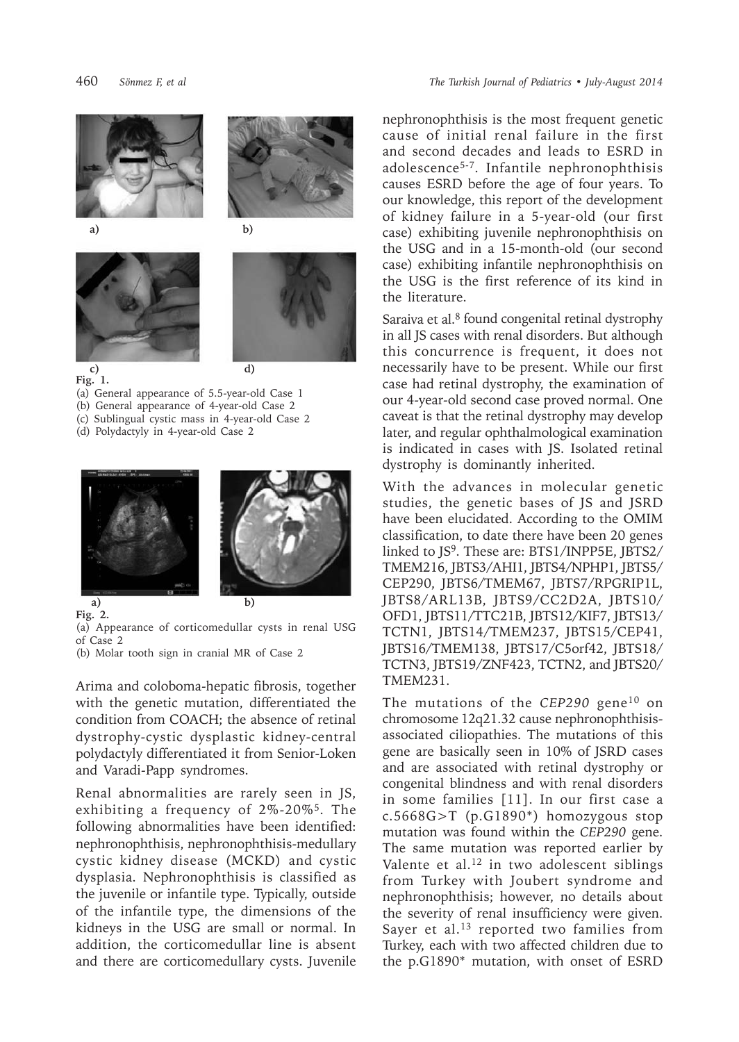Fig. 1.

(a) General appearance of 5.5-year-old Case 1

(b) General appearance of 4-year-old Case 2

(c) Sublingual cystic mass in 4-year-old Case 2

(d) Polydactyly in 4-year-old Case 2

Fig. 2.

(a) Appearance of corticomedullar cysts in renal USG of Case 2

(b) Molar tooth sign in cranial MR of Case 2

Arima and coloboma-hepatic fibrosis, together with the genetic mutation, differentiated the condition from COACH; the absence of retinal dystrophy-cystic dysplastic kidney-central polydactyly differentiated it from Senior-Loken and Varadi-Papp syndromes.

Renal abnormalities are rarely seen in JS, exhibiting a frequency of 2%-20%[5]. The following abnormalities have been identified: nephronophthisis, nephronophthisis-medullary cystic kidney disease (MCKD) and cystic dysplasia. Nephronophthisis is classified as the juvenile or infantile type. Typically, outside of the infantile type, the dimensions of the kidneys in the USG are small or normal. In addition, the corticomedullar line is absent and there are corticomedullary cysts. Juvenile nephronophthisis is the most frequent genetic cause of initial renal failure in the first and second decades and leads to ESRD in adolescence[5-7]. Infantile nephronophthisis causes ESRD before the age of four years. To our knowledge, this report of the development of kidney failure in a 5-year-old (our first case) exhibiting juvenile nephronophthisis on the USG and in a 15-month-old (our second case) exhibiting infantile nephronophthisis on the USG is the first reference of its kind in the literature.

Saraiva et al.[8] found congenital retinal dystrophy in all JS cases with renal disorders. But although this concurrence is frequent, it does not necessarily have to be present. While our first case had retinal dystrophy, the examination of our 4-year-old second case proved normal. One caveat is that the retinal dystrophy may develop later, and regular ophthalmological examination is indicated in cases with JS. Isolated retinal dystrophy is dominantly inherited.

With the advances in molecular genetic studies, the genetic bases of JS and JSRD have been elucidated. According to the OMIM classification, to date there have been 20 genes linked to JS[9]. These are: BTS1/INPP5E, JBTS2/TMEM216, JBTS3/AHI1, JBTS4/NPHP1, JBTS5/CEP290, JBTS6/TMEM67, JBTS7/RPGRIP1L, JBTS8/ARL13B, JBTS9/CC2D2A, JBTS10/OFD1, JBTS11/TTC21B, JBTS12/KIF7, JBTS13/TCTN1, JBTS14/TMEM237, JBTS15/CEP41, JBTS16/TMEM138, JBTS17/C5orf42, JBTS18/TCTN3, JBTS19/ZNF423, TCTN2, and JBTS20/TMEM231.

The mutations of the *CEP290* gene[10] on chromosome 12q21.32 cause nephronophthisis-associated ciliopathies. The mutations of this gene are basically seen in 10% of JSRD cases and are associated with retinal dystrophy or congenital blindness and with renal disorders in some families [11]. In our first case a c.5668G>T (p.G1890*) homozygous stop mutation was found within the *CEP290* gene. The same mutation was reported earlier by Valente et al.[12] in two adolescent siblings from Turkey with Joubert syndrome and nephronophthisis; however, no details about the severity of renal insufficiency were given. Sayer et al.[13] reported two families from Turkey, each with two affected children due to the p.G1890* mutation, with onset of ESRD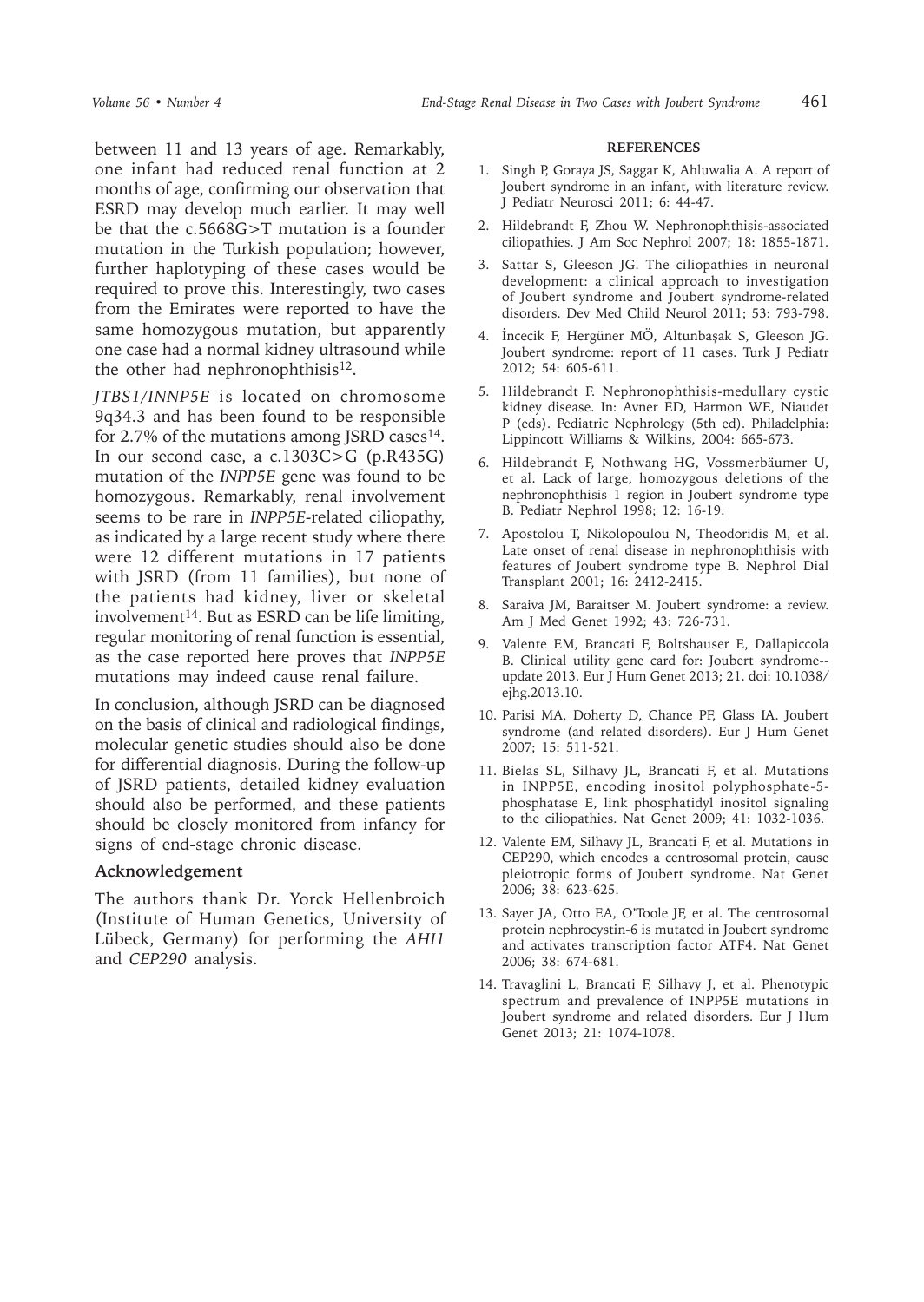between 11 and 13 years of age. Remarkably, one infant had reduced renal function at 2 months of age, confirming our observation that ESRD may develop much earlier. It may well be that the c.5668G>T mutation is a founder mutation in the Turkish population; however, further haplotyping of these cases would be required to prove this. Interestingly, two cases from the Emirates were reported to have the same homozygous mutation, but apparently one case had a normal kidney ultrasound while the other had nephronophthisis[12].

*JTBS1/INNP5E* is located on chromosome 9q34.3 and has been found to be responsible for 2.7% of the mutations among JSRD cases[14]. In our second case, a c.1303C>G (p.R435G) mutation of the *INPP5E* gene was found to be homozygous. Remarkably, renal involvement seems to be rare in *INPP5E*-related ciliopathy, as indicated by a large recent study where there were 12 different mutations in 17 patients with JSRD (from 11 families), but none of the patients had kidney, liver or skeletal involvement[14]. But as ESRD can be life limiting, regular monitoring of renal function is essential, as the case reported here proves that *INPP5E* mutations may indeed cause renal failure.

In conclusion, although JSRD can be diagnosed on the basis of clinical and radiological findings, molecular genetic studies should also be done for differential diagnosis. During the follow-up of JSRD patients, detailed kidney evaluation should also be performed, and these patients should be closely monitored from infancy for signs of end-stage chronic disease.

## Acknowledgement

The authors thank Dr. Yorck Hellenbroich (Institute of Human Genetics, University of Lübeck, Germany) for performing the *AHI1* and *CEP290* analysis.

## REFERENCES

1. Singh P, Goraya JS, Saggar K, Ahluwalia A. A report of Joubert syndrome in an infant, with literature review. J Pediatr Neurosci 2011; 6: 44-47.
2. Hildebrandt F, Zhou W. Nephronophthisis-associated ciliopathies. J Am Soc Nephrol 2007; 18: 1855-1871.
3. Sattar S, Gleeson JG. The ciliopathies in neuronal development: a clinical approach to investigation of Joubert syndrome and Joubert syndrome-related disorders. Dev Med Child Neurol 2011; 53: 793-798.
4. İncecik F, Hergüner MÖ, Altunbaşak S, Gleeson JG. Joubert syndrome: report of 11 cases. Turk J Pediatr 2012; 54: 605-611.
5. Hildebrandt F. Nephronophthisis-medullary cystic kidney disease. In: Avner ED, Harmon WE, Niaudet P (eds). Pediatric Nephrology (5th ed). Philadelphia: Lippincott Williams & Wilkins, 2004: 665-673.
6. Hildebrandt F, Nothwang HG, Vossmerbäumer U, et al. Lack of large, homozygous deletions of the nephronophthisis 1 region in Joubert syndrome type B. Pediatr Nephrol 1998; 12: 16-19.
7. Apostolou T, Nikolopoulou N, Theodoridis M, et al. Late onset of renal disease in nephronophthisis with features of Joubert syndrome type B. Nephrol Dial Transplant 2001; 16: 2412-2415.
8. Saraiva JM, Baraitser M. Joubert syndrome: a review. Am J Med Genet 1992; 43: 726-731.
9. Valente EM, Brancati F, Boltshauser E, Dallapiccola B. Clinical utility gene card for: Joubert syndrome--update 2013. Eur J Hum Genet 2013; 21. doi: 10.1038/ejhg.2013.10.
10. Parisi MA, Doherty D, Chance PF, Glass IA. Joubert syndrome (and related disorders). Eur J Hum Genet 2007; 15: 511-521.
11. Bielas SL, Silhavy JL, Brancati F, et al. Mutations in INPP5E, encoding inositol polyphosphate-5-phosphatase E, link phosphatidyl inositol signaling to the ciliopathies. Nat Genet 2009; 41: 1032-1036.
12. Valente EM, Silhavy JL, Brancati F, et al. Mutations in CEP290, which encodes a centrosomal protein, cause pleiotropic forms of Joubert syndrome. Nat Genet 2006; 38: 623-625.
13. Sayer JA, Otto EA, O'Toole JF, et al. The centrosomal protein nephrocystin-6 is mutated in Joubert syndrome and activates transcription factor ATF4. Nat Genet 2006; 38: 674-681.
14. Travaglini L, Brancati F, Silhavy J, et al. Phenotypic spectrum and prevalence of INPP5E mutations in Joubert syndrome and related disorders. Eur J Hum Genet 2013; 21: 1074-1078.